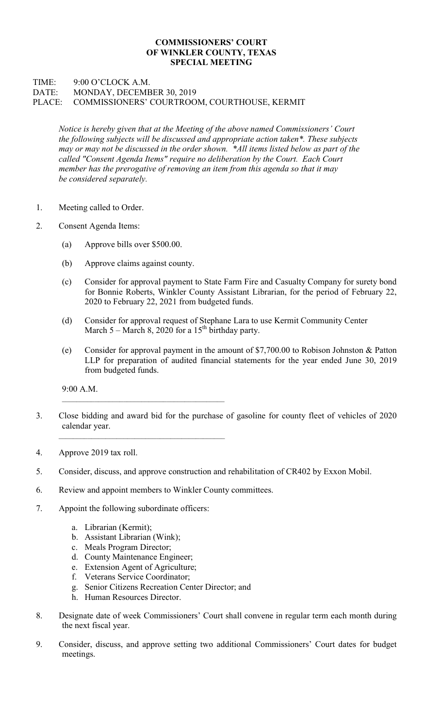# COMMISSIONERS' COURT OF WINKLER COUNTY, TEXAS SPECIAL MEETING

TIME: 9:00 O'CLOCK A.M.
DATE: MONDAY, DECEMBER 30, 2019
PLACE: COMMISSIONERS' COURTROOM, COURTHOUSE, KERMIT

*Notice is hereby given that at the Meeting of the above named Commissioners' Court the following subjects will be discussed and appropriate action taken*. These subjects may or may not be discussed in the order shown. *All items listed below as part of the called "Consent Agenda Items" require no deliberation by the Court. Each Court member has the prerogative of removing an item from this agenda so that it may be considered separately.*

1. Meeting called to Order.

2. Consent Agenda Items:

   (a) Approve bills over $500.00.

   (b) Approve claims against county.

   (c) Consider for approval payment to State Farm Fire and Casualty Company for surety bond for Bonnie Roberts, Winkler County Assistant Librarian, for the period of February 22, 2020 to February 22, 2021 from budgeted funds.

   (d) Consider for approval request of Stephane Lara to use Kermit Community Center March 5 – March 8, 2020 for a 15th birthday party.

   (e) Consider for approval payment in the amount of $7,700.00 to Robison Johnston & Patton LLP for preparation of audited financial statements for the year ended June 30, 2019 from budgeted funds.

   9:00 A.M.

   ---

3. Close bidding and award bid for the purchase of gasoline for county fleet of vehicles of 2020 calendar year.

   ---

4. Approve 2019 tax roll.

5. Consider, discuss, and approve construction and rehabilitation of CR402 by Exxon Mobil.

6. Review and appoint members to Winkler County committees.

7. Appoint the following subordinate officers:

   a. Librarian (Kermit);
   b. Assistant Librarian (Wink);
   c. Meals Program Director;
   d. County Maintenance Engineer;
   e. Extension Agent of Agriculture;
   f. Veterans Service Coordinator;
   g. Senior Citizens Recreation Center Director; and
   h. Human Resources Director.

8. Designate date of week Commissioners' Court shall convene in regular term each month during the next fiscal year.

9. Consider, discuss, and approve setting two additional Commissioners' Court dates for budget meetings.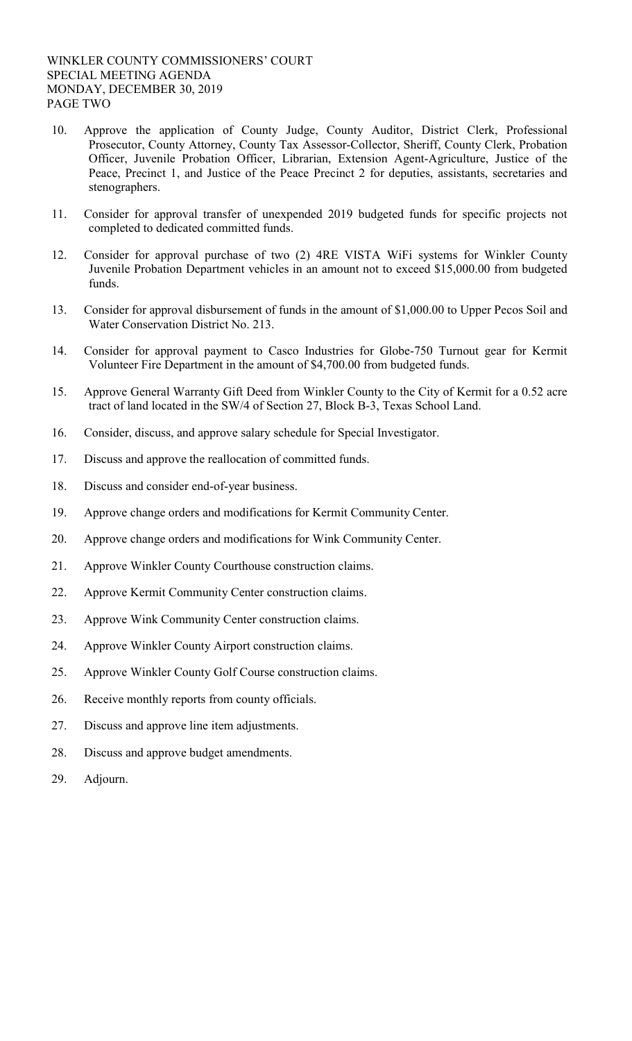WINKLER COUNTY COMMISSIONERS' COURT
SPECIAL MEETING AGENDA
MONDAY, DECEMBER 30, 2019
PAGE TWO

10. Approve the application of County Judge, County Auditor, District Clerk, Professional Prosecutor, County Attorney, County Tax Assessor-Collector, Sheriff, County Clerk, Probation Officer, Juvenile Probation Officer, Librarian, Extension Agent-Agriculture, Justice of the Peace, Precinct 1, and Justice of the Peace Precinct 2 for deputies, assistants, secretaries and stenographers.

11. Consider for approval transfer of unexpended 2019 budgeted funds for specific projects not completed to dedicated committed funds.

12. Consider for approval purchase of two (2) 4RE VISTA WiFi systems for Winkler County Juvenile Probation Department vehicles in an amount not to exceed $15,000.00 from budgeted funds.

13. Consider for approval disbursement of funds in the amount of $1,000.00 to Upper Pecos Soil and Water Conservation District No. 213.

14. Consider for approval payment to Casco Industries for Globe-750 Turnout gear for Kermit Volunteer Fire Department in the amount of $4,700.00 from budgeted funds.

15. Approve General Warranty Gift Deed from Winkler County to the City of Kermit for a 0.52 acre tract of land located in the SW/4 of Section 27, Block B-3, Texas School Land.

16. Consider, discuss, and approve salary schedule for Special Investigator.

17. Discuss and approve the reallocation of committed funds.

18. Discuss and consider end-of-year business.

19. Approve change orders and modifications for Kermit Community Center.

20. Approve change orders and modifications for Wink Community Center.

21. Approve Winkler County Courthouse construction claims.

22. Approve Kermit Community Center construction claims.

23. Approve Wink Community Center construction claims.

24. Approve Winkler County Airport construction claims.

25. Approve Winkler County Golf Course construction claims.

26. Receive monthly reports from county officials.

27. Discuss and approve line item adjustments.

28. Discuss and approve budget amendments.

29. Adjourn.